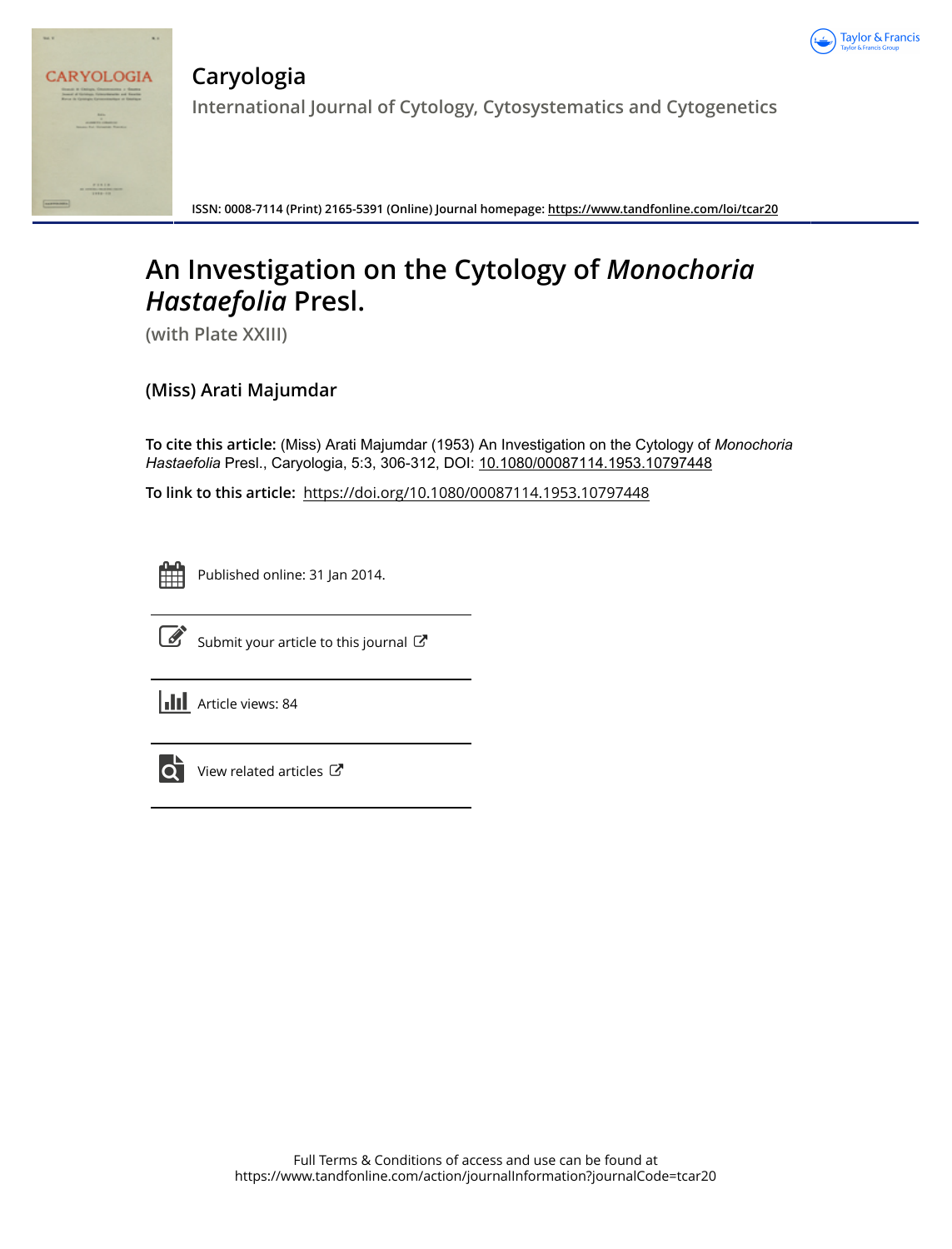# Caryologia

## International Journal of Cytology, Cytosystematics and Cytogenetics

ISSN: 0008-7114 (Print) 2165-5391 (Online) Journal homepage: https://www.tandfonline.com/loi/tcar20

# An Investigation on the Cytology of *Monochoria Hastaefolia* Presl.

(with Plate XXIII)

**(Miss) Arati Majumdar**

**To cite this article:** (Miss) Arati Majumdar (1953) An Investigation on the Cytology of *Monochoria Hastaefolia* Presl., Caryologia, 5:3, 306-312, DOI: 10.1080/00087114.1953.10797448

**To link to this article:** https://doi.org/10.1080/00087114.1953.10797448

Published online: 31 Jan 2014.

Submit your article to this journal

Article views: 84

View related articles

Full Terms & Conditions of access and use can be found at https://www.tandfonline.com/action/journalInformation?journalCode=tcar20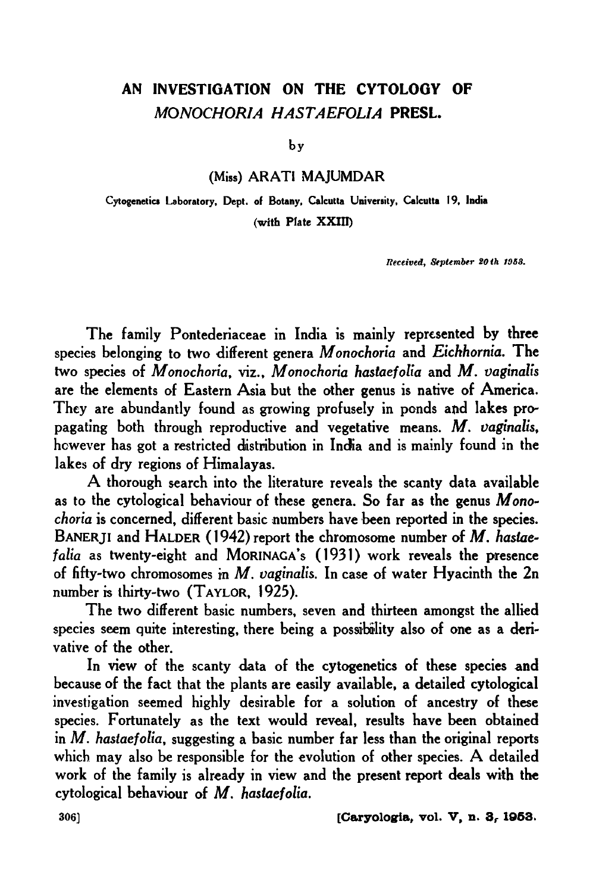# AN INVESTIGATION ON THE CYTOLOGY OF *MONOCHORIA HASTAEFOLIA* PRESL.

by

(Miss) ARATI MAJUMDAR

Cytogenetics Laboratory, Dept. of Botany, Calcutta University, Calcutta 19, India

(with Plate XXIII)

*Received, September 20th 1953.*

The family Pontederiaceae in India is mainly represented by three species belonging to two different genera *Monochoria* and *Eichhornia*. The two species of *Monochoria*, viz., *Monochoria hastaefolia* and *M. vaginalis* are the elements of Eastern Asia but the other genus is native of America. They are abundantly found as growing profusely in ponds and lakes propagating both through reproductive and vegetative means. *M. vaginalis*, however has got a restricted distribution in India and is mainly found in the lakes of dry regions of Himalayas.

A thorough search into the literature reveals the scanty data available as to the cytological behaviour of these genera. So far as the genus *Monochoria* is concerned, different basic numbers have been reported in the species. BANERJI and HALDER (1942) report the chromosome number of *M. hastaefalia* as twenty-eight and MORINAGA's (1931) work reveals the presence of fifty-two chromosomes in *M. vaginalis*. In case of water Hyacinth the 2n number is thirty-two (TAYLOR, 1925).

The two different basic numbers, seven and thirteen amongst the allied species seem quite interesting, there being a possibility also of one as a derivative of the other.

In view of the scanty data of the cytogenetics of these species and because of the fact that the plants are easily available, a detailed cytological investigation seemed highly desirable for a solution of ancestry of these species. Fortunately as the text would reveal, results have been obtained in *M. hastaefolia*, suggesting a basic number far less than the original reports which may also be responsible for the evolution of other species. A detailed work of the family is already in view and the present report deals with the cytological behaviour of *M. hastaefolia*.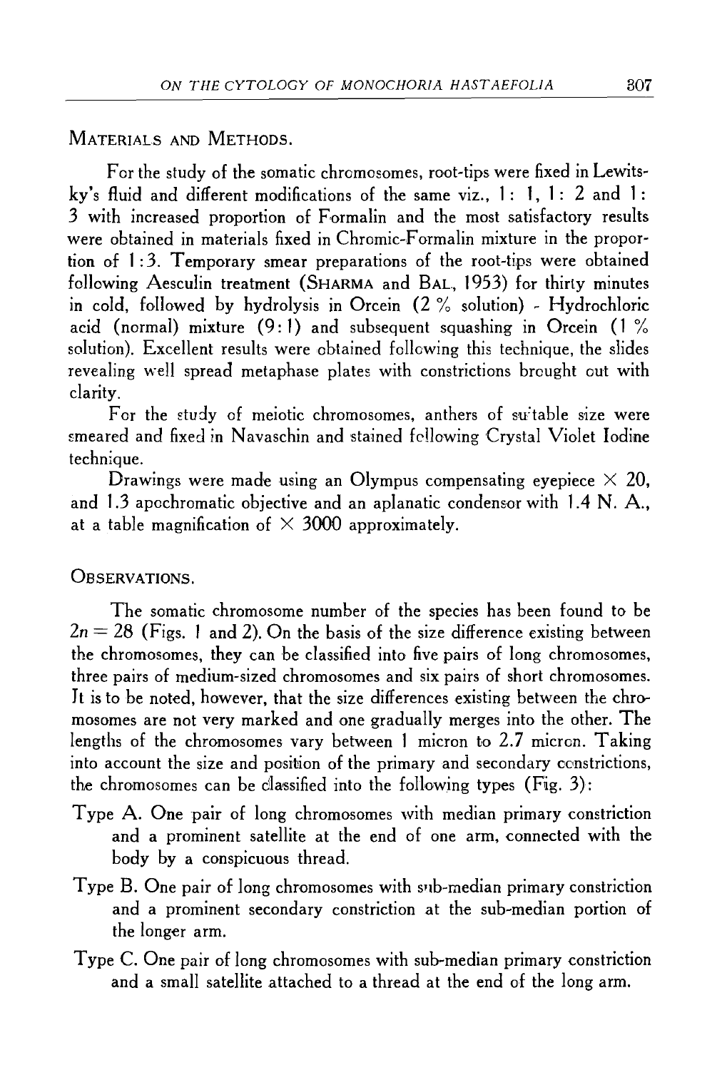## Materials and Methods.

For the study of the somatic chromosomes, root-tips were fixed in Lewitsky's fluid and different modifications of the same viz., 1 : 1, 1 : 2 and 1 : 3 with increased proportion of Formalin and the most satisfactory results were obtained in materials fixed in Chromic-Formalin mixture in the proportion of 1 : 3. Temporary smear preparations of the root-tips were obtained following Aesculin treatment (Sharma and Bal, 1953) for thirty minutes in cold, followed by hydrolysis in Orcein (2 % solution) - Hydrochloric acid (normal) mixture (9 : 1) and subsequent squashing in Orcein (1 % solution). Excellent results were obtained following this technique, the slides revealing well spread metaphase plates with constrictions brought out with clarity.

For the study of meiotic chromosomes, anthers of suitable size were smeared and fixed in Navaschin and stained following Crystal Violet Iodine technique.

Drawings were made using an Olympus compensating eyepiece × 20, and 1.3 apochromatic objective and an aplanatic condensor with 1.4 N. A., at a table magnification of × 3000 approximately.

## Observations.

The somatic chromosome number of the species has been found to be $2n = 28$ (Figs. 1 and 2). On the basis of the size difference existing between the chromosomes, they can be classified into five pairs of long chromosomes, three pairs of medium-sized chromosomes and six pairs of short chromosomes. It is to be noted, however, that the size differences existing between the chromosomes are not very marked and one gradually merges into the other. The lengths of the chromosomes vary between 1 micron to 2.7 micron. Taking into account the size and position of the primary and secondary constrictions, the chromosomes can be classified into the following types (Fig. 3):

Type A. One pair of long chromosomes with median primary constriction and a prominent satellite at the end of one arm, connected with the body by a conspicuous thread.

Type B. One pair of long chromosomes with sub-median primary constriction and a prominent secondary constriction at the sub-median portion of the longer arm.

Type C. One pair of long chromosomes with sub-median primary constriction and a small satellite attached to a thread at the end of the long arm.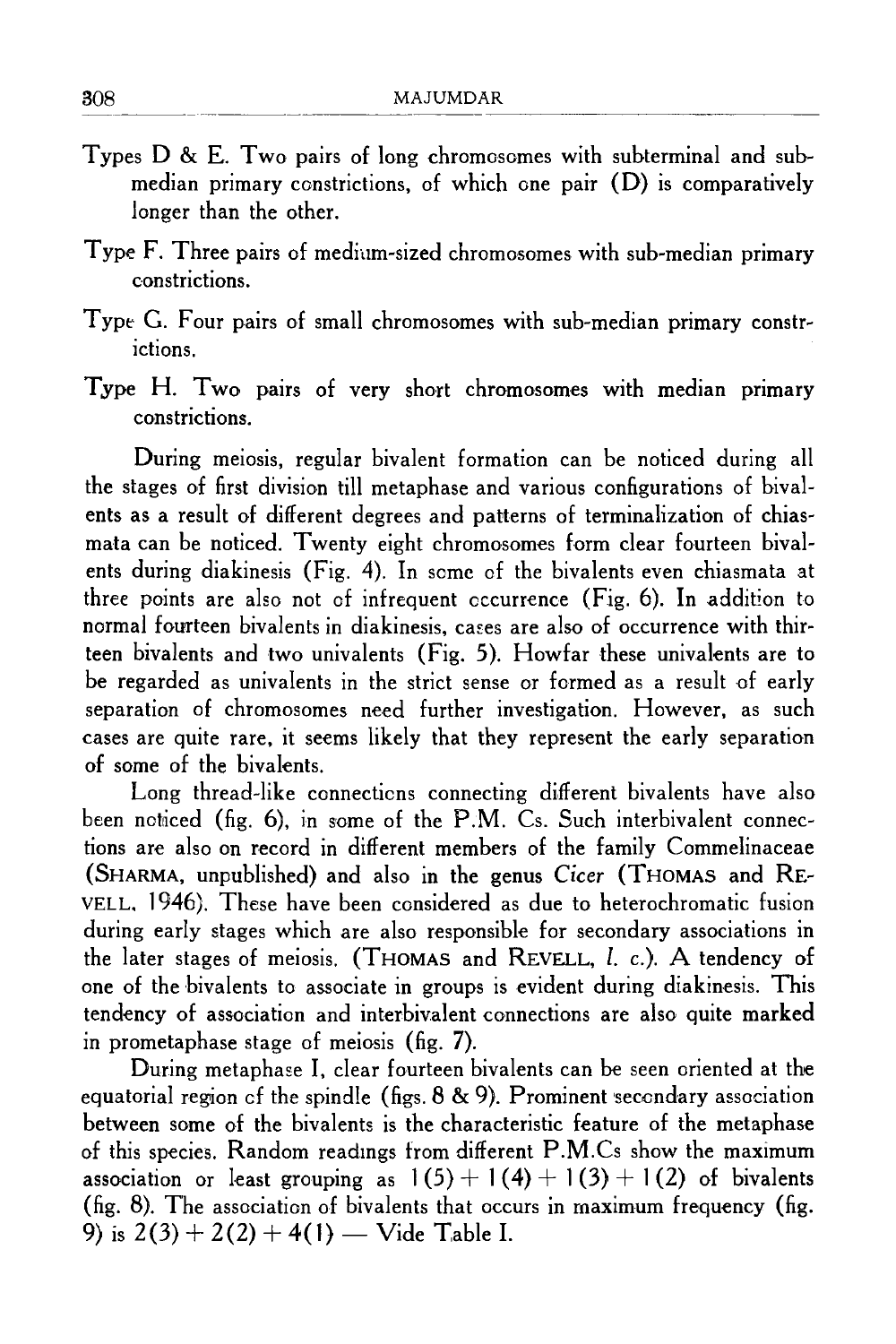Types D & E. Two pairs of long chromosomes with subterminal and sub-median primary constrictions, of which one pair (D) is comparatively longer than the other.

Type F. Three pairs of medium-sized chromosomes with sub-median primary constrictions.

Type G. Four pairs of small chromosomes with sub-median primary constrictions.

Type H. Two pairs of very short chromosomes with median primary constrictions.

During meiosis, regular bivalent formation can be noticed during all the stages of first division till metaphase and various configurations of bivalents as a result of different degrees and patterns of terminalization of chiasmata can be noticed. Twenty eight chromosomes form clear fourteen bivalents during diakinesis (Fig. 4). In some of the bivalents even chiasmata at three points are also not of infrequent occurrence (Fig. 6). In addition to normal fourteen bivalents in diakinesis, cases are also of occurrence with thirteen bivalents and two univalents (Fig. 5). Howfar these univalents are to be regarded as univalents in the strict sense or formed as a result of early separation of chromosomes need further investigation. However, as such cases are quite rare, it seems likely that they represent the early separation of some of the bivalents.

Long thread-like connections connecting different bivalents have also been noticed (fig. 6), in some of the P.M. Cs. Such interbivalent connections are also on record in different members of the family Commelinaceae (SHARMA, unpublished) and also in the genus *Cicer* (THOMAS and REVELL, 1946). These have been considered as due to heterochromatic fusion during early stages which are also responsible for secondary associations in the later stages of meiosis. (THOMAS and REVELL, *l. c.*). A tendency of one of the bivalents to associate in groups is evident during diakinesis. This tendency of association and interbivalent connections are also quite marked in prometaphase stage of meiosis (fig. 7).

During metaphase I, clear fourteen bivalents can be seen oriented at the equatorial region of the spindle (figs. 8 & 9). Prominent secondary association between some of the bivalents is the characteristic feature of the metaphase of this species. Random readings from different P.M.Cs show the maximum association or least grouping as $1(5) + 1(4) + 1(3) + 1(2)$ of bivalents (fig. 8). The association of bivalents that occurs in maximum frequency (fig. 9) is $2(3) + 2(2) + 4(1)$ — Vide Table I.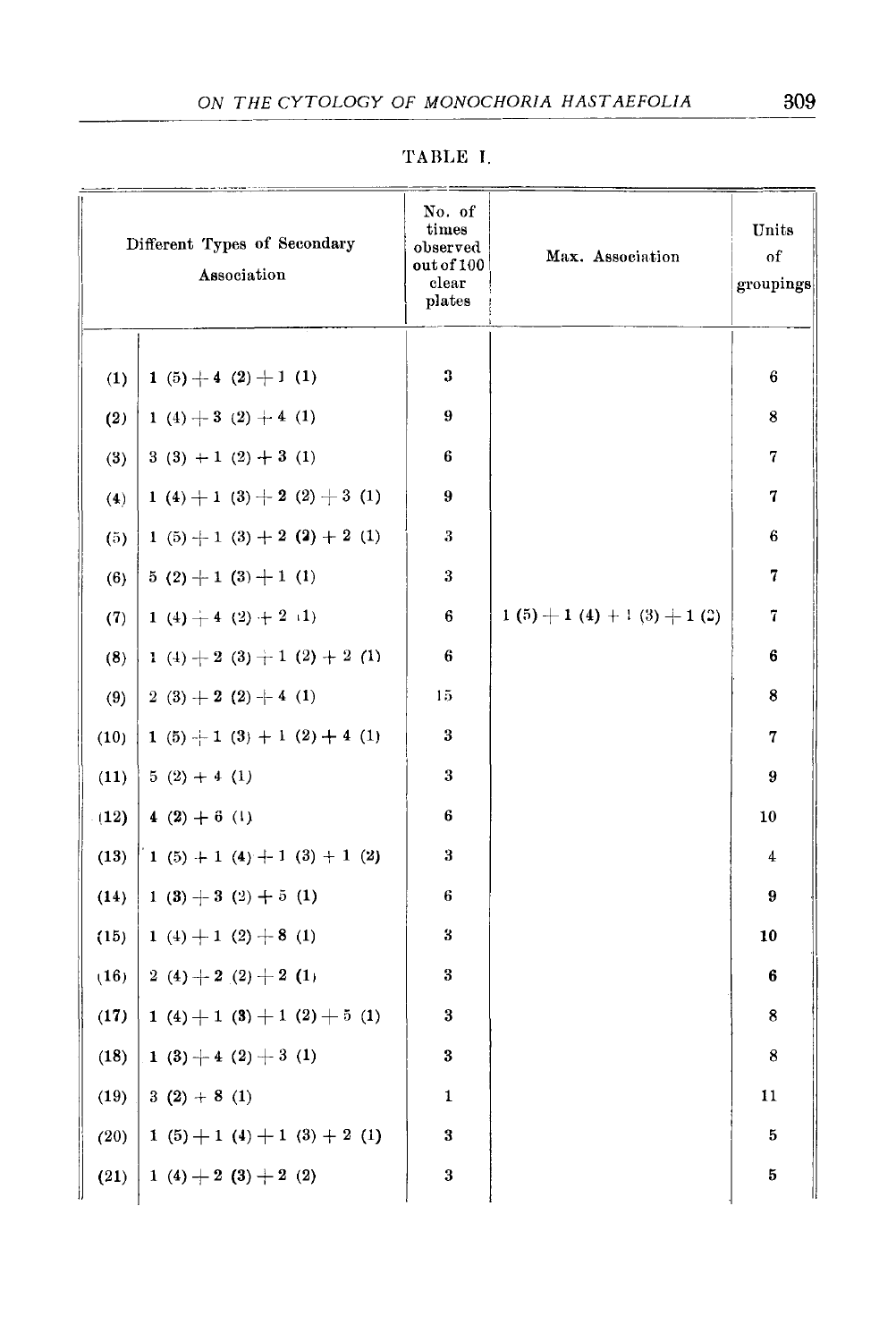TABLE I.

| | Different Types of Secondary Association | No. of times observed out of 100 clear plates | Max. Association | Units of groupings |
|---|---|---|---|---|
| (1) | 1 (5) + 4 (2) + 1 (1) | 3 | | 6 |
| (2) | 1 (4) + 3 (2) + 4 (1) | 9 | | 8 |
| (3) | 3 (3) + 1 (2) + 3 (1) | 6 | | 7 |
| (4) | 1 (4) + 1 (3) + 2 (2) + 3 (1) | 9 | | 7 |
| (5) | 1 (5) + 1 (3) + 2 (2) + 2 (1) | 3 | | 6 |
| (6) | 5 (2) + 1 (3) + 1 (1) | 3 | | 7 |
| (7) | 1 (4) + 4 (2) + 2 (1) | 6 | 1 (5) + 1 (4) + 1 (3) + 1 (2) | 7 |
| (8) | 1 (4) + 2 (3) + 1 (2) + 2 (1) | 6 | | 6 |
| (9) | 2 (3) + 2 (2) + 4 (1) | 15 | | 8 |
| (10) | 1 (5) + 1 (3) + 1 (2) + 4 (1) | 3 | | 7 |
| (11) | 5 (2) + 4 (1) | 3 | | 9 |
| (12) | 4 (2) + 6 (1) | 6 | | 10 |
| (13) | 1 (5) + 1 (4) + 1 (3) + 1 (2) | 3 | | 4 |
| (14) | 1 (3) + 3 (2) + 5 (1) | 6 | | 9 |
| (15) | 1 (4) + 1 (2) + 8 (1) | 3 | | 10 |
| (16) | 2 (4) + 2 (2) + 2 (1) | 3 | | 6 |
| (17) | 1 (4) + 1 (3) + 1 (2) + 5 (1) | 3 | | 8 |
| (18) | 1 (3) + 4 (2) + 3 (1) | 3 | | 8 |
| (19) | 3 (2) + 8 (1) | 1 | | 11 |
| (20) | 1 (5) + 1 (4) + 1 (3) + 2 (1) | 3 | | 5 |
| (21) | 1 (4) + 2 (3) + 2 (2) | 3 | | 5 |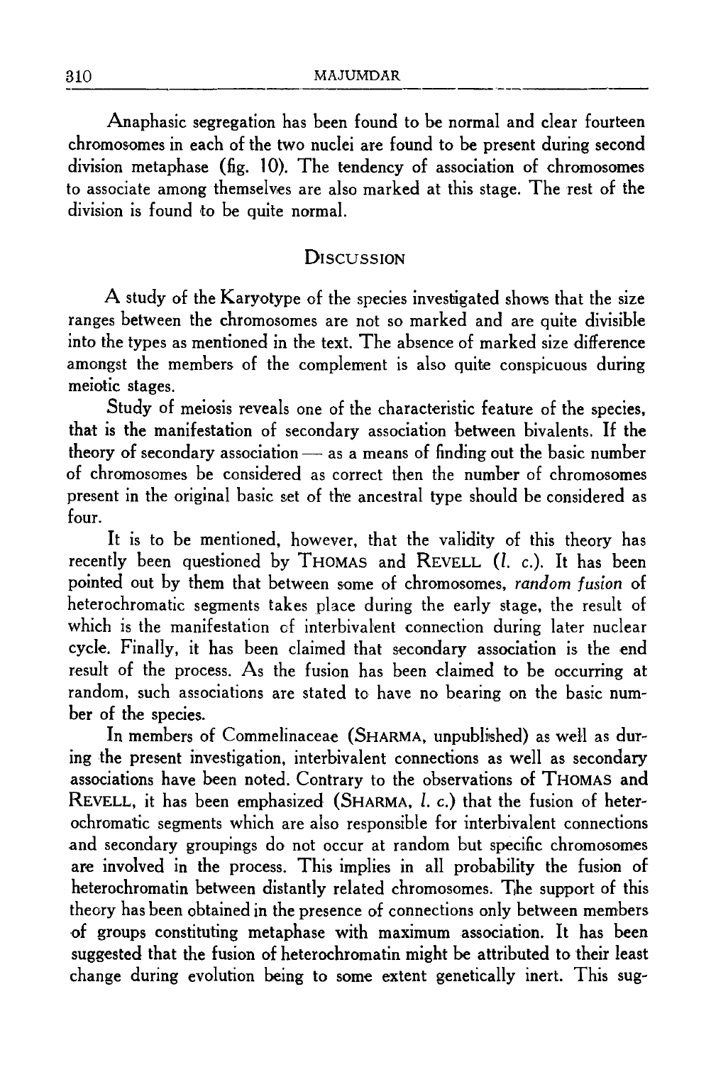Anaphasic segregation has been found to be normal and clear fourteen chromosomes in each of the two nuclei are found to be present during second division metaphase (fig. 10). The tendency of association of chromosomes to associate among themselves are also marked at this stage. The rest of the division is found to be quite normal.

## Discussion

A study of the Karyotype of the species investigated shows that the size ranges between the chromosomes are not so marked and are quite divisible into the types as mentioned in the text. The absence of marked size difference amongst the members of the complement is also quite conspicuous during meiotic stages.

Study of meiosis reveals one of the characteristic feature of the species, that is the manifestation of secondary association between bivalents. If the theory of secondary association — as a means of finding out the basic number of chromosomes be considered as correct then the number of chromosomes present in the original basic set of the ancestral type should be considered as four.

It is to be mentioned, however, that the validity of this theory has recently been questioned by Thomas and Revell (*l. c.*). It has been pointed out by them that between some of chromosomes, *random fusion* of heterochromatic segments takes place during the early stage, the result of which is the manifestation of interbivalent connection during later nuclear cycle. Finally, it has been claimed that secondary association is the end result of the process. As the fusion has been claimed to be occurring at random, such associations are stated to have no bearing on the basic number of the species.

In members of Commelinaceae (Sharma, unpublished) as well as during the present investigation, interbivalent connections as well as secondary associations have been noted. Contrary to the observations of Thomas and Revell, it has been emphasized (Sharma, *l. c.*) that the fusion of heterochromatic segments which are also responsible for interbivalent connections and secondary groupings do not occur at random but specific chromosomes are involved in the process. This implies in all probability the fusion of heterochromatin between distantly related chromosomes. The support of this theory has been obtained in the presence of connections only between members of groups constituting metaphase with maximum association. It has been suggested that the fusion of heterochromatin might be attributed to their least change during evolution being to some extent genetically inert. This sug-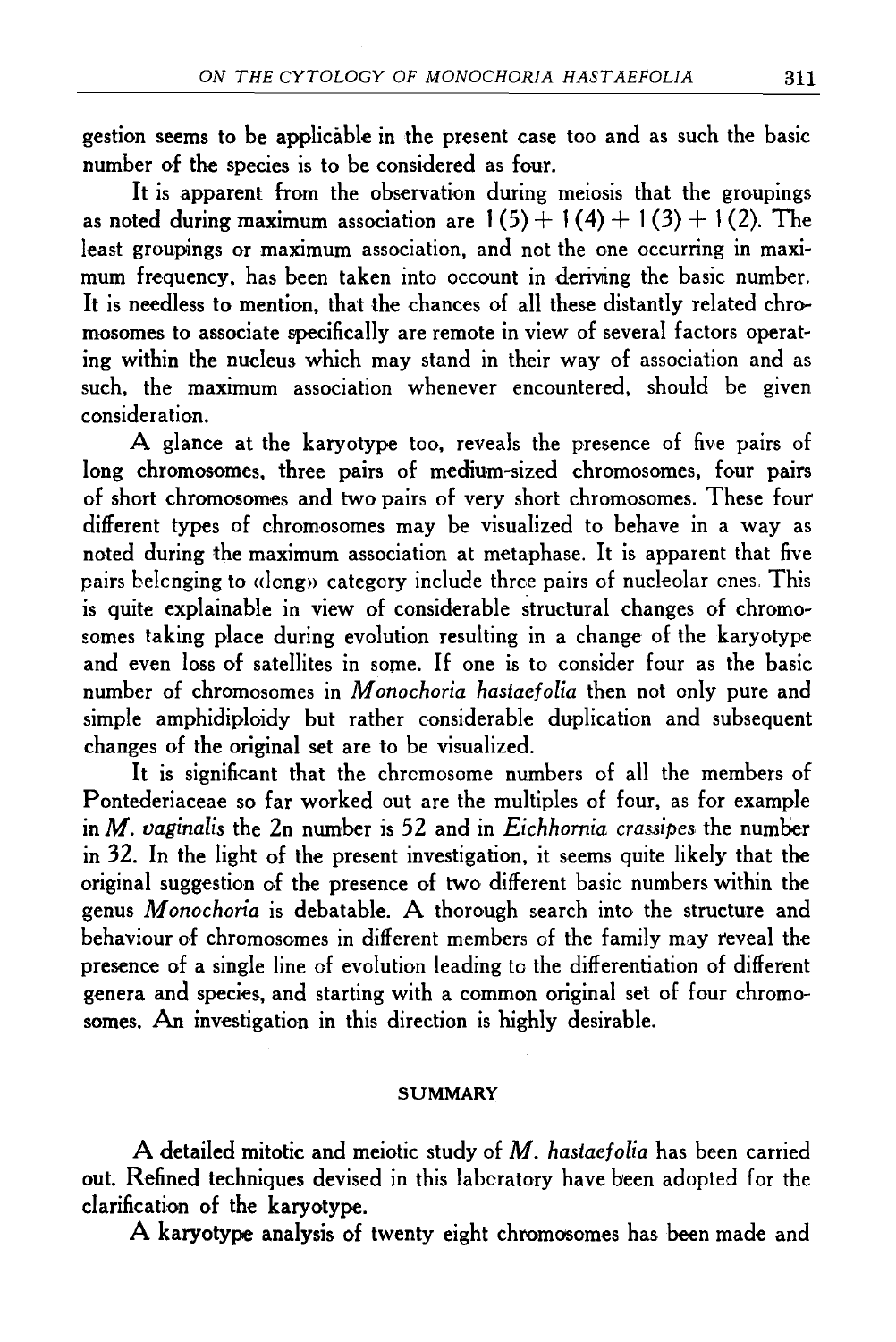gestion seems to be applicable in the present case too and as such the basic number of the species is to be considered as four.

It is apparent from the observation during meiosis that the groupings as noted during maximum association are 1 (5) + 1 (4) + 1 (3) + 1 (2). The least groupings or maximum association, and not the one occurring in maximum frequency, has been taken into occount in deriving the basic number. It is needless to mention, that the chances of all these distantly related chromosomes to associate specifically are remote in view of several factors operating within the nucleus which may stand in their way of association and as such, the maximum association whenever encountered, should be given consideration.

A glance at the karyotype too, reveals the presence of five pairs of long chromosomes, three pairs of medium-sized chromosomes, four pairs of short chromosomes and two pairs of very short chromosomes. These four different types of chromosomes may be visualized to behave in a way as noted during the maximum association at metaphase. It is apparent that five pairs belonging to «long» category include three pairs of nucleolar ones. This is quite explainable in view of considerable structural changes of chromosomes taking place during evolution resulting in a change of the karyotype and even loss of satellites in some. If one is to consider four as the basic number of chromosomes in *Monochoria hastaefolia* then not only pure and simple amphidiploidy but rather considerable duplication and subsequent changes of the original set are to be visualized.

It is significant that the chromosome numbers of all the members of Pontederiaceae so far worked out are the multiples of four, as for example in *M. vaginalis* the 2n number is 52 and in *Eichhornia crassipes* the number in 32. In the light of the present investigation, it seems quite likely that the original suggestion of the presence of two different basic numbers within the genus *Monochoria* is debatable. A thorough search into the structure and behaviour of chromosomes in different members of the family may reveal the presence of a single line of evolution leading to the differentiation of different genera and species, and starting with a common original set of four chromosomes. An investigation in this direction is highly desirable.

## SUMMARY

A detailed mitotic and meiotic study of *M. hastaefolia* has been carried out. Refined techniques devised in this laboratory have been adopted for the clarification of the karyotype.

A karyotype analysis of twenty eight chromosomes has been made and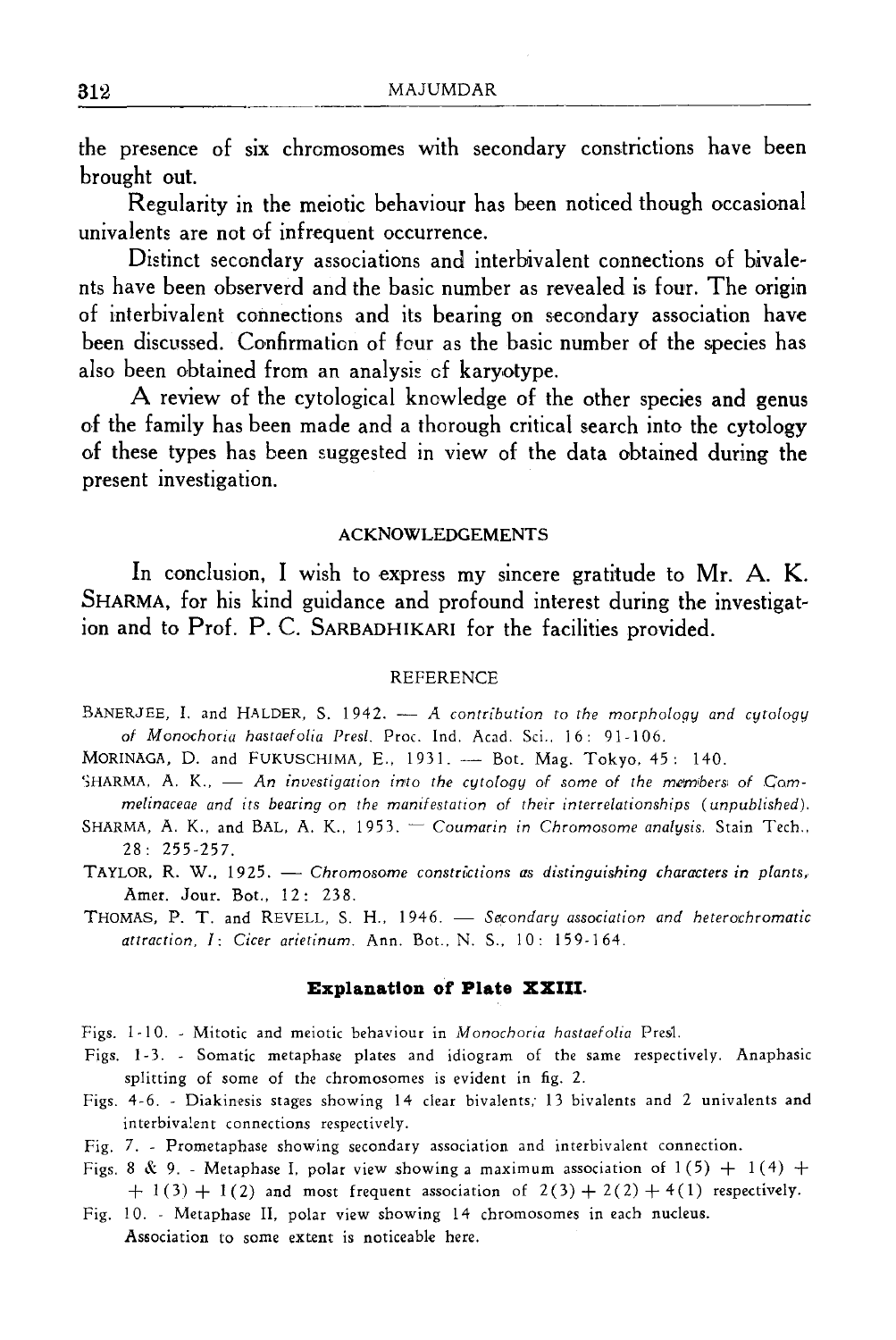the presence of six chromosomes with secondary constrictions have been brought out.

Regularity in the meiotic behaviour has been noticed though occasional univalents are not of infrequent occurrence.

Distinct secondary associations and interbivalent connections of bivalents have been observerd and the basic number as revealed is four. The origin of interbivalent connections and its bearing on secondary association have been discussed. Confirmation of four as the basic number of the species has also been obtained from an analysis of karyotype.

A review of the cytological knowledge of the other species and genus of the family has been made and a thorough critical search into the cytology of these types has been suggested in view of the data obtained during the present investigation.

## ACKNOWLEDGEMENTS

In conclusion, I wish to express my sincere gratitude to Mr. A. K. SHARMA, for his kind guidance and profound interest during the investigation and to Prof. P. C. SARBADHIKARI for the facilities provided.

## REFERENCE

BANERJEE, I. and HALDER, S. 1942. — *A contribution to the morphology and cytology of Monochoria hastaefolia Presl.* Proc. Ind. Acad. Sci., 16: 91-106.

MORINAGA, D. and FUKUSCHIMA, E., 1931. — Bot. Mag. Tokyo, 45: 140.

SHARMA, A. K., — *An investigation into the cytology of some of the members of Commelinaceae and its bearing on the manifestation of their interrelationships (unpublished).*

SHARMA, A. K., and BAL, A. K., 1953. — *Coumarin in Chromosome analysis.* Stain Tech., 28: 255-257.

TAYLOR, R. W., 1925. — *Chromosome constrictions as distinguishing characters in plants,* Amer. Jour. Bot., 12: 238.

THOMAS, P. T. and REVELL, S. H., 1946. — *Secondary association and heterochromatic attraction, I: Cicer arietinum.* Ann. Bot., N. S., 10: 159-164.

### Explanation of Plate XXIII.

Figs. 1-10. - Mitotic and meiotic behaviour in *Monochoria hastaefolia* Presl.

Figs. 1-3. - Somatic metaphase plates and idiogram of the same respectively. Anaphasic splitting of some of the chromosomes is evident in fig. 2.

Figs. 4-6. - Diakinesis stages showing 14 clear bivalents; 13 bivalents and 2 univalents and interbivalent connections respectively.

Fig. 7. - Prometaphase showing secondary association and interbivalent connection.

Figs. 8 & 9. - Metaphase I, polar view showing a maximum association of $1(5) + 1(4) + 1(3) + 1(2)$ and most frequent association of $2(3) + 2(2) + 4(1)$ respectively.

Fig. 10. - Metaphase II, polar view showing 14 chromosomes in each nucleus. Association to some extent is noticeable here.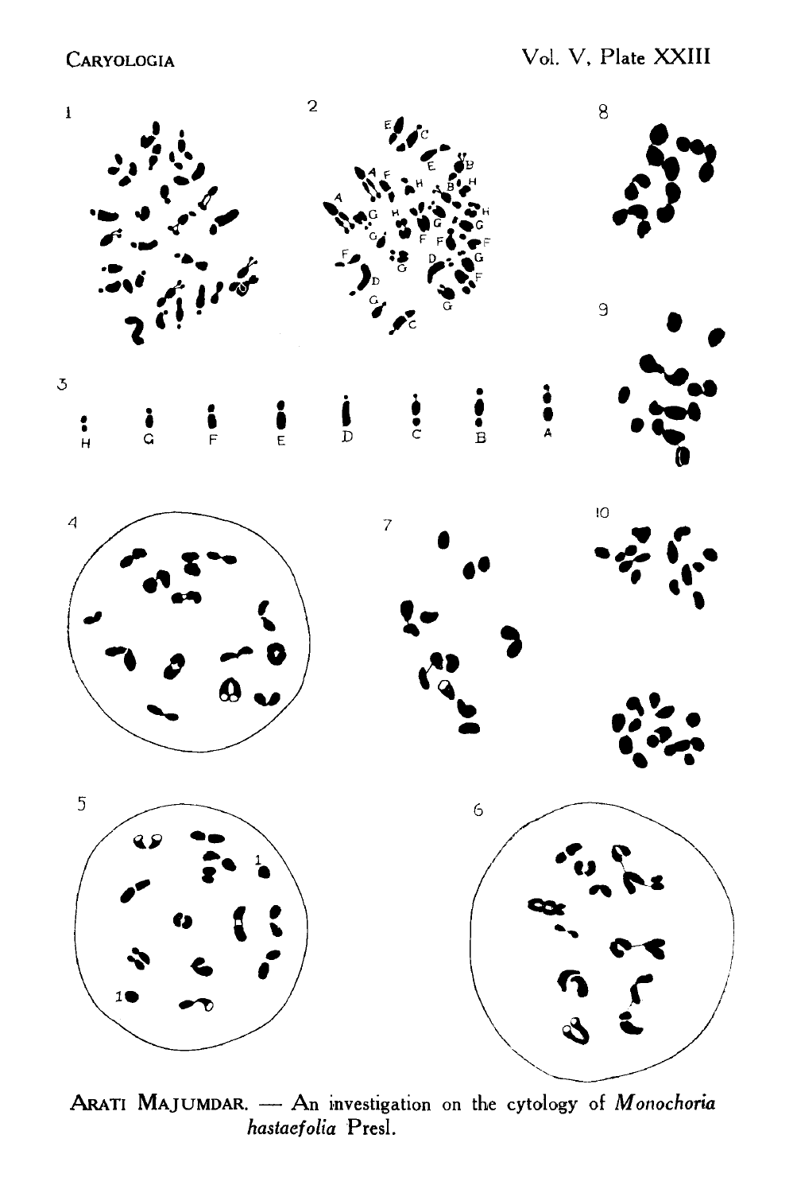ARATI MAJUMDAR. — An investigation on the cytology of *Monochoria hastaefolia* Presl.